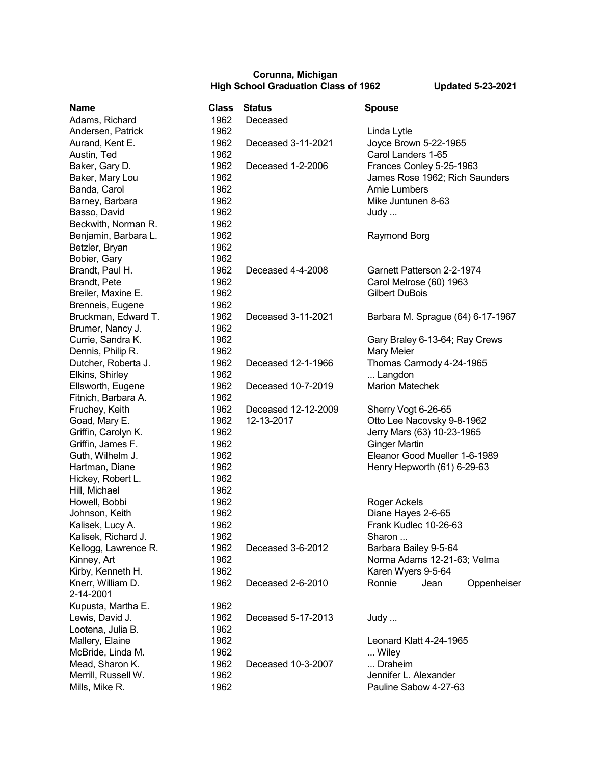**Corunna, Michigan**
**High School Graduation Class of 1962** **Updated 5-23-2021**

| Name | Class | Status | Spouse |
|---|---|---|---|
| Adams, Richard | 1962 | Deceased | |
| Andersen, Patrick | 1962 | | Linda Lytle |
| Aurand, Kent E. | 1962 | Deceased 3-11-2021 | Joyce Brown 5-22-1965 |
| Austin, Ted | 1962 | | Carol Landers 1-65 |
| Baker, Gary D. | 1962 | Deceased 1-2-2006 | Frances Conley 5-25-1963 |
| Baker, Mary Lou | 1962 | | James Rose 1962; Rich Saunders |
| Banda, Carol | 1962 | | Arnie Lumbers |
| Barney, Barbara | 1962 | | Mike Juntunen 8-63 |
| Basso, David | 1962 | | Judy ... |
| Beckwith, Norman R. | 1962 | | |
| Benjamin, Barbara L. | 1962 | | Raymond Borg |
| Betzler, Bryan | 1962 | | |
| Bobier, Gary | 1962 | | |
| Brandt, Paul H. | 1962 | Deceased 4-4-2008 | Garnett Patterson 2-2-1974 |
| Brandt, Pete | 1962 | | Carol Melrose (60) 1963 |
| Breiler, Maxine E. | 1962 | | Gilbert DuBois |
| Brenneis, Eugene | 1962 | | |
| Bruckman, Edward T. | 1962 | Deceased 3-11-2021 | Barbara M. Sprague (64) 6-17-1967 |
| Brumer, Nancy J. | 1962 | | |
| Currie, Sandra K. | 1962 | | Gary Braley 6-13-64; Ray Crews |
| Dennis, Philip R. | 1962 | | Mary Meier |
| Dutcher, Roberta J. | 1962 | Deceased 12-1-1966 | Thomas Carmody 4-24-1965 |
| Elkins, Shirley | 1962 | | ... Langdon |
| Ellsworth, Eugene | 1962 | Deceased 10-7-2019 | Marion Matechek |
| Fitnich, Barbara A. | 1962 | | |
| Fruchey, Keith | 1962 | Deceased 12-12-2009 | Sherry Vogt 6-26-65 |
| Goad, Mary E. | 1962 | 12-13-2017 | Otto Lee Nacovsky 9-8-1962 |
| Griffin, Carolyn K. | 1962 | | Jerry Mars (63) 10-23-1965 |
| Griffin, James F. | 1962 | | Ginger Martin |
| Guth, Wilhelm J. | 1962 | | Eleanor Good Mueller 1-6-1989 |
| Hartman, Diane | 1962 | | Henry Hepworth (61) 6-29-63 |
| Hickey, Robert L. | 1962 | | |
| Hill, Michael | 1962 | | |
| Howell, Bobbi | 1962 | | Roger Ackels |
| Johnson, Keith | 1962 | | Diane Hayes 2-6-65 |
| Kalisek, Lucy A. | 1962 | | Frank Kudlec 10-26-63 |
| Kalisek, Richard J. | 1962 | | Sharon ... |
| Kellogg, Lawrence R. | 1962 | Deceased 3-6-2012 | Barbara Bailey 9-5-64 |
| Kinney, Art | 1962 | | Norma Adams 12-21-63; Velma |
| Kirby, Kenneth H. | 1962 | | Karen Wyers 9-5-64 |
| Knerr, William D. | 1962 | Deceased 2-6-2010 | Ronnie Jean Oppenheiser 2-14-2001 |
| Kupusta, Martha E. | 1962 | | |
| Lewis, David J. | 1962 | Deceased 5-17-2013 | Judy ... |
| Lootena, Julia B. | 1962 | | |
| Mallery, Elaine | 1962 | | Leonard Klatt 4-24-1965 |
| McBride, Linda M. | 1962 | | ... Wiley |
| Mead, Sharon K. | 1962 | Deceased 10-3-2007 | ... Draheim |
| Merrill, Russell W. | 1962 | | Jennifer L. Alexander |
| Mills, Mike R. | 1962 | | Pauline Sabow 4-27-63 |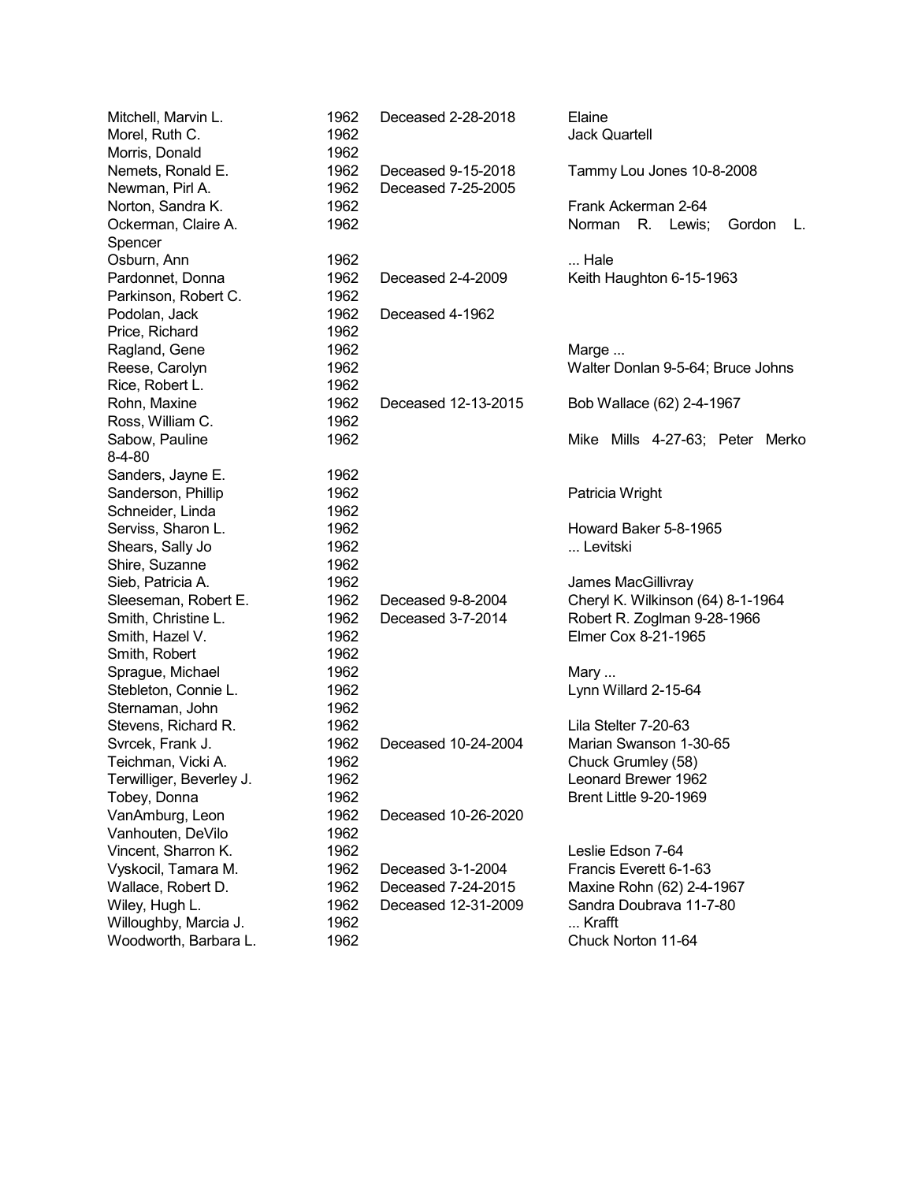| | | | |
|---|---|---|---|
| Mitchell, Marvin L. | 1962 | Deceased 2-28-2018 | Elaine |
| Morel, Ruth C. | 1962 | | Jack Quartell |
| Morris, Donald | 1962 | | |
| Nemets, Ronald E. | 1962 | Deceased 9-15-2018 | Tammy Lou Jones 10-8-2008 |
| Newman, Pirl A. | 1962 | Deceased 7-25-2005 | |
| Norton, Sandra K. | 1962 | | Frank Ackerman 2-64 |
| Ockerman, Claire A. | 1962 | | Norman R. Lewis; Gordon L. Spencer |
| Osburn, Ann | 1962 | | ... Hale |
| Pardonnet, Donna | 1962 | Deceased 2-4-2009 | Keith Haughton 6-15-1963 |
| Parkinson, Robert C. | 1962 | | |
| Podolan, Jack | 1962 | Deceased 4-1962 | |
| Price, Richard | 1962 | | |
| Ragland, Gene | 1962 | | Marge ... |
| Reese, Carolyn | 1962 | | Walter Donlan 9-5-64; Bruce Johns |
| Rice, Robert L. | 1962 | | |
| Rohn, Maxine | 1962 | Deceased 12-13-2015 | Bob Wallace (62) 2-4-1967 |
| Ross, William C. | 1962 | | |
| Sabow, Pauline | 1962 | | Mike Mills 4-27-63; Peter Merko 8-4-80 |
| Sanders, Jayne E. | 1962 | | |
| Sanderson, Phillip | 1962 | | Patricia Wright |
| Schneider, Linda | 1962 | | |
| Serviss, Sharon L. | 1962 | | Howard Baker 5-8-1965 |
| Shears, Sally Jo | 1962 | | ... Levitski |
| Shire, Suzanne | 1962 | | |
| Sieb, Patricia A. | 1962 | | James MacGillivray |
| Sleeseman, Robert E. | 1962 | Deceased 9-8-2004 | Cheryl K. Wilkinson (64) 8-1-1964 |
| Smith, Christine L. | 1962 | Deceased 3-7-2014 | Robert R. Zoglman 9-28-1966 |
| Smith, Hazel V. | 1962 | | Elmer Cox 8-21-1965 |
| Smith, Robert | 1962 | | |
| Sprague, Michael | 1962 | | Mary ... |
| Stebleton, Connie L. | 1962 | | Lynn Willard 2-15-64 |
| Sternaman, John | 1962 | | |
| Stevens, Richard R. | 1962 | | Lila Stelter 7-20-63 |
| Svrcek, Frank J. | 1962 | Deceased 10-24-2004 | Marian Swanson 1-30-65 |
| Teichman, Vicki A. | 1962 | | Chuck Grumley (58) |
| Terwilliger, Beverley J. | 1962 | | Leonard Brewer 1962 |
| Tobey, Donna | 1962 | | Brent Little 9-20-1969 |
| VanAmburg, Leon | 1962 | Deceased 10-26-2020 | |
| Vanhouten, DeVilo | 1962 | | |
| Vincent, Sharron K. | 1962 | | Leslie Edson 7-64 |
| Vyskocil, Tamara M. | 1962 | Deceased 3-1-2004 | Francis Everett 6-1-63 |
| Wallace, Robert D. | 1962 | Deceased 7-24-2015 | Maxine Rohn (62) 2-4-1967 |
| Wiley, Hugh L. | 1962 | Deceased 12-31-2009 | Sandra Doubrava 11-7-80 |
| Willoughby, Marcia J. | 1962 | | ... Krafft |
| Woodworth, Barbara L. | 1962 | | Chuck Norton 11-64 |